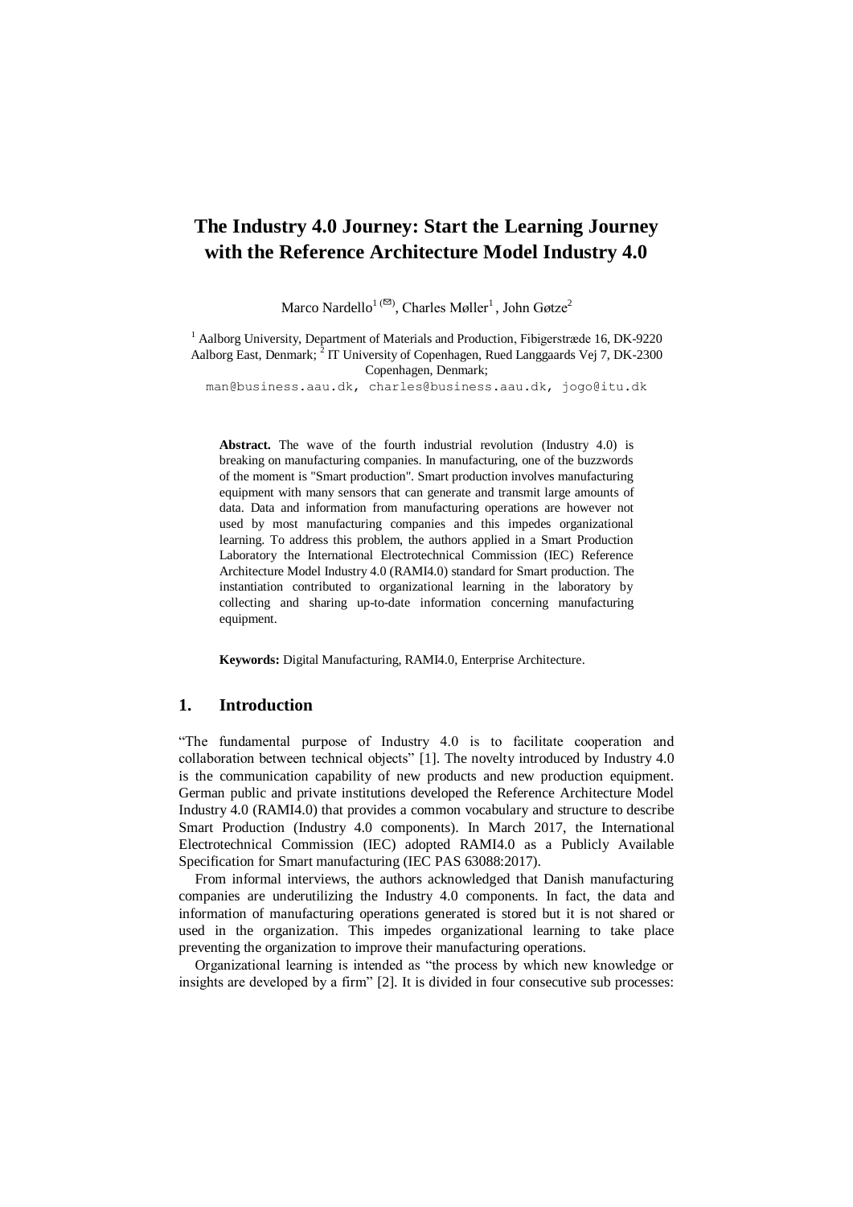# The Industry 4.0 Journey: Start the Learning Journey with the Reference Architecture Model Industry 4.0

Marco Nardello[1] (✉), Charles Møller[1], John Gøtze[2]

[1] Aalborg University, Department of Materials and Production, Fibigerstræde 16, DK-9220 Aalborg East, Denmark; [2] IT University of Copenhagen, Rued Langgaards Vej 7, DK-2300 Copenhagen, Denmark;

man@business.aau.dk, charles@business.aau.dk, jogo@itu.dk

**Abstract.** The wave of the fourth industrial revolution (Industry 4.0) is breaking on manufacturing companies. In manufacturing, one of the buzzwords of the moment is "Smart production". Smart production involves manufacturing equipment with many sensors that can generate and transmit large amounts of data. Data and information from manufacturing operations are however not used by most manufacturing companies and this impedes organizational learning. To address this problem, the authors applied in a Smart Production Laboratory the International Electrotechnical Commission (IEC) Reference Architecture Model Industry 4.0 (RAMI4.0) standard for Smart production. The instantiation contributed to organizational learning in the laboratory by collecting and sharing up-to-date information concerning manufacturing equipment.

**Keywords:** Digital Manufacturing, RAMI4.0, Enterprise Architecture.

## 1. Introduction

"The fundamental purpose of Industry 4.0 is to facilitate cooperation and collaboration between technical objects" [1]. The novelty introduced by Industry 4.0 is the communication capability of new products and new production equipment. German public and private institutions developed the Reference Architecture Model Industry 4.0 (RAMI4.0) that provides a common vocabulary and structure to describe Smart Production (Industry 4.0 components). In March 2017, the International Electrotechnical Commission (IEC) adopted RAMI4.0 as a Publicly Available Specification for Smart manufacturing (IEC PAS 63088:2017).

From informal interviews, the authors acknowledged that Danish manufacturing companies are underutilizing the Industry 4.0 components. In fact, the data and information of manufacturing operations generated is stored but it is not shared or used in the organization. This impedes organizational learning to take place preventing the organization to improve their manufacturing operations.

Organizational learning is intended as "the process by which new knowledge or insights are developed by a firm" [2]. It is divided in four consecutive sub processes: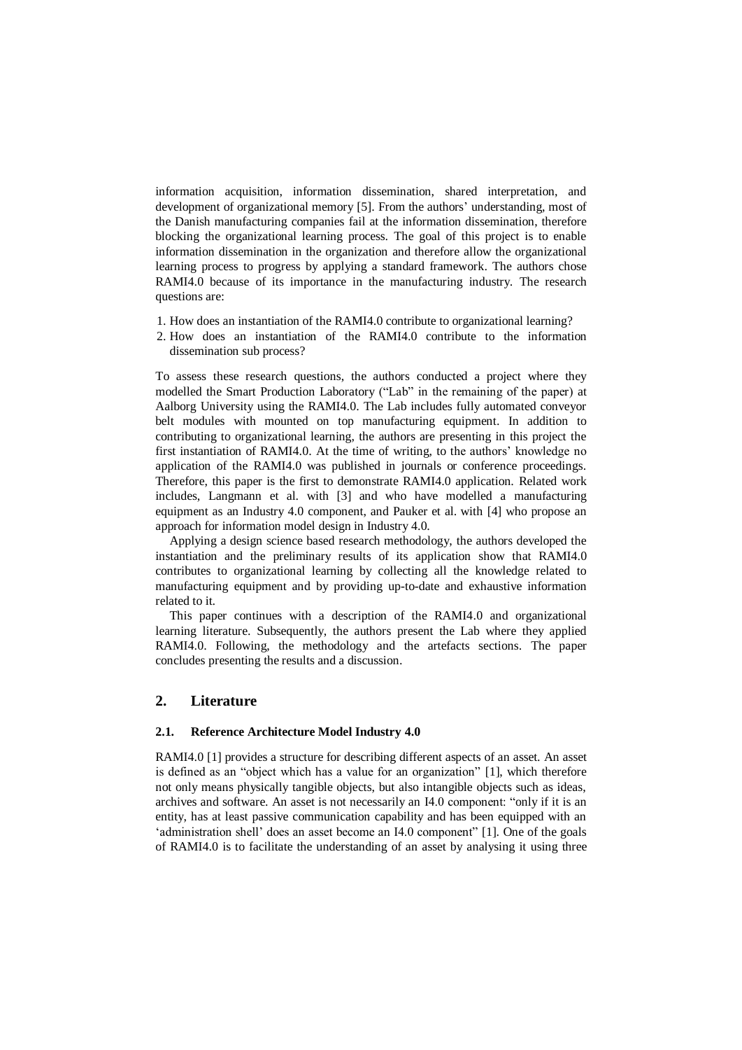information acquisition, information dissemination, shared interpretation, and development of organizational memory [5]. From the authors' understanding, most of the Danish manufacturing companies fail at the information dissemination, therefore blocking the organizational learning process. The goal of this project is to enable information dissemination in the organization and therefore allow the organizational learning process to progress by applying a standard framework. The authors chose RAMI4.0 because of its importance in the manufacturing industry. The research questions are:

1. How does an instantiation of the RAMI4.0 contribute to organizational learning?
2. How does an instantiation of the RAMI4.0 contribute to the information dissemination sub process?

To assess these research questions, the authors conducted a project where they modelled the Smart Production Laboratory ("Lab" in the remaining of the paper) at Aalborg University using the RAMI4.0. The Lab includes fully automated conveyor belt modules with mounted on top manufacturing equipment. In addition to contributing to organizational learning, the authors are presenting in this project the first instantiation of RAMI4.0. At the time of writing, to the authors' knowledge no application of the RAMI4.0 was published in journals or conference proceedings. Therefore, this paper is the first to demonstrate RAMI4.0 application. Related work includes, Langmann et al. with [3] and who have modelled a manufacturing equipment as an Industry 4.0 component, and Pauker et al. with [4] who propose an approach for information model design in Industry 4.0.

Applying a design science based research methodology, the authors developed the instantiation and the preliminary results of its application show that RAMI4.0 contributes to organizational learning by collecting all the knowledge related to manufacturing equipment and by providing up-to-date and exhaustive information related to it.

This paper continues with a description of the RAMI4.0 and organizational learning literature. Subsequently, the authors present the Lab where they applied RAMI4.0. Following, the methodology and the artefacts sections. The paper concludes presenting the results and a discussion.

## 2. Literature

### 2.1. Reference Architecture Model Industry 4.0

RAMI4.0 [1] provides a structure for describing different aspects of an asset. An asset is defined as an "object which has a value for an organization" [1], which therefore not only means physically tangible objects, but also intangible objects such as ideas, archives and software. An asset is not necessarily an I4.0 component: "only if it is an entity, has at least passive communication capability and has been equipped with an 'administration shell' does an asset become an I4.0 component" [1]. One of the goals of RAMI4.0 is to facilitate the understanding of an asset by analysing it using three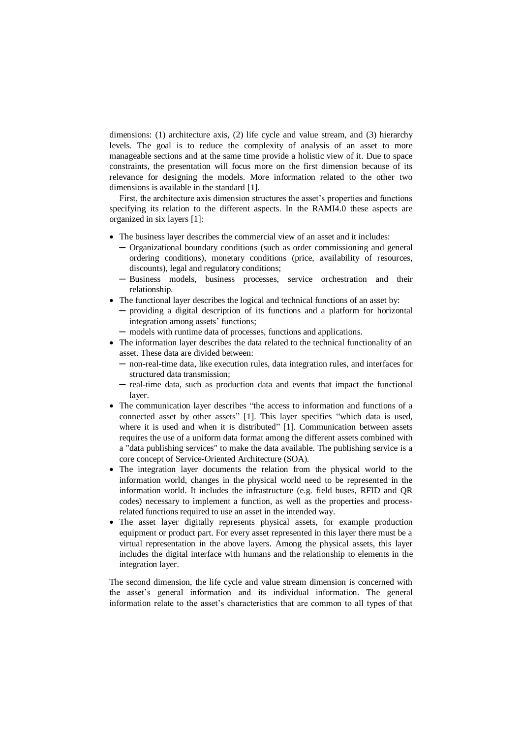dimensions: (1) architecture axis, (2) life cycle and value stream, and (3) hierarchy levels. The goal is to reduce the complexity of analysis of an asset to more manageable sections and at the same time provide a holistic view of it. Due to space constraints, the presentation will focus more on the first dimension because of its relevance for designing the models. More information related to the other two dimensions is available in the standard [1].

First, the architecture axis dimension structures the asset's properties and functions specifying its relation to the different aspects. In the RAMI4.0 these aspects are organized in six layers [1]:

- The business layer describes the commercial view of an asset and it includes:
  - Organizational boundary conditions (such as order commissioning and general ordering conditions), monetary conditions (price, availability of resources, discounts), legal and regulatory conditions;
  - Business models, business processes, service orchestration and their relationship.
- The functional layer describes the logical and technical functions of an asset by:
  - providing a digital description of its functions and a platform for horizontal integration among assets' functions;
  - models with runtime data of processes, functions and applications.
- The information layer describes the data related to the technical functionality of an asset. These data are divided between:
  - non-real-time data, like execution rules, data integration rules, and interfaces for structured data transmission;
  - real-time data, such as production data and events that impact the functional layer.
- The communication layer describes "the access to information and functions of a connected asset by other assets" [1]. This layer specifies "which data is used, where it is used and when it is distributed" [1]. Communication between assets requires the use of a uniform data format among the different assets combined with a "data publishing services" to make the data available. The publishing service is a core concept of Service-Oriented Architecture (SOA).
- The integration layer documents the relation from the physical world to the information world, changes in the physical world need to be represented in the information world. It includes the infrastructure (e.g. field buses, RFID and QR codes) necessary to implement a function, as well as the properties and process-related functions required to use an asset in the intended way.
- The asset layer digitally represents physical assets, for example production equipment or product part. For every asset represented in this layer there must be a virtual representation in the above layers. Among the physical assets, this layer includes the digital interface with humans and the relationship to elements in the integration layer.

The second dimension, the life cycle and value stream dimension is concerned with the asset's general information and its individual information. The general information relate to the asset's characteristics that are common to all types of that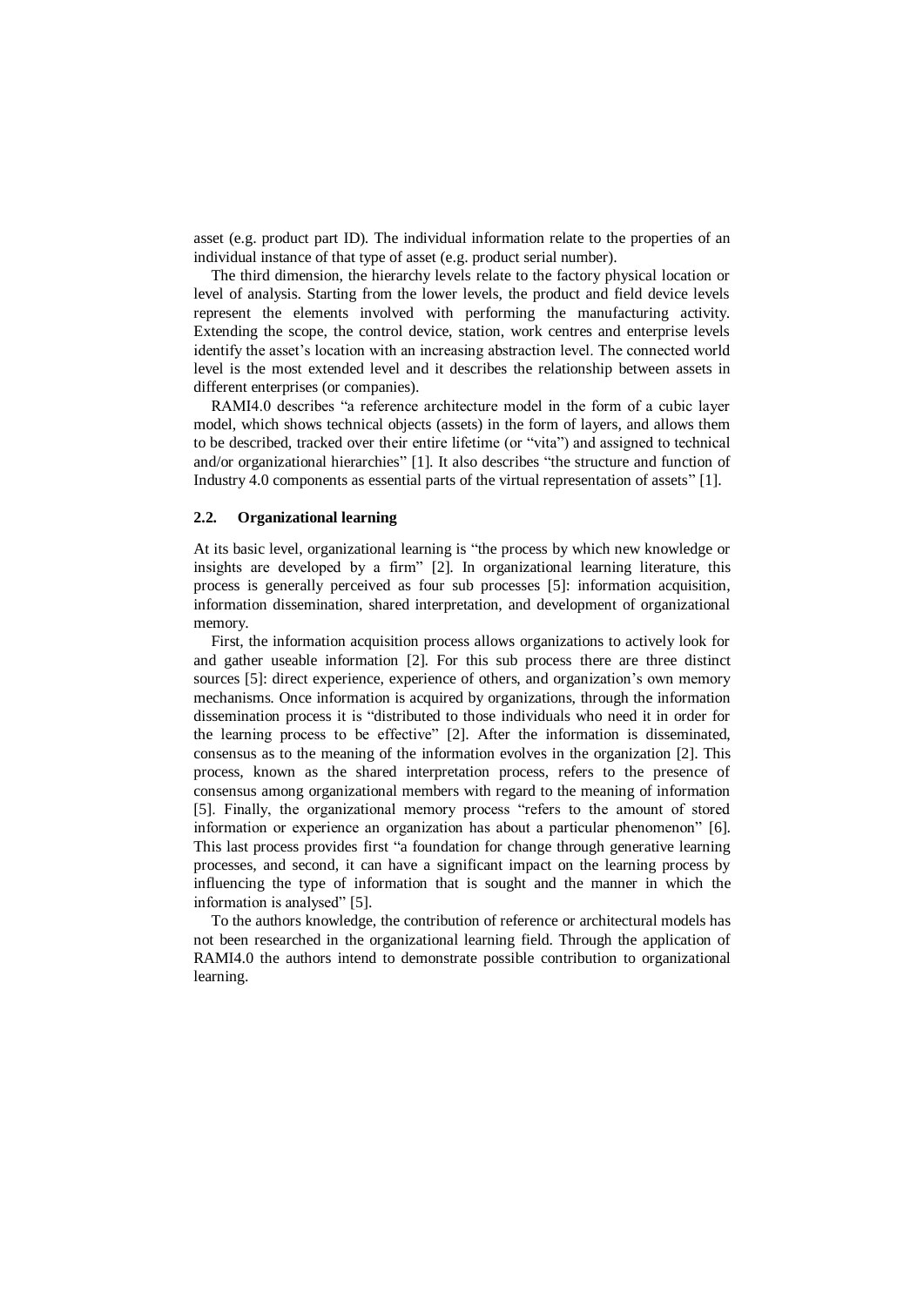asset (e.g. product part ID). The individual information relate to the properties of an individual instance of that type of asset (e.g. product serial number).

The third dimension, the hierarchy levels relate to the factory physical location or level of analysis. Starting from the lower levels, the product and field device levels represent the elements involved with performing the manufacturing activity. Extending the scope, the control device, station, work centres and enterprise levels identify the asset's location with an increasing abstraction level. The connected world level is the most extended level and it describes the relationship between assets in different enterprises (or companies).

RAMI4.0 describes "a reference architecture model in the form of a cubic layer model, which shows technical objects (assets) in the form of layers, and allows them to be described, tracked over their entire lifetime (or "vita") and assigned to technical and/or organizational hierarchies" [1]. It also describes "the structure and function of Industry 4.0 components as essential parts of the virtual representation of assets" [1].

### 2.2. Organizational learning

At its basic level, organizational learning is "the process by which new knowledge or insights are developed by a firm" [2]. In organizational learning literature, this process is generally perceived as four sub processes [5]: information acquisition, information dissemination, shared interpretation, and development of organizational memory.

First, the information acquisition process allows organizations to actively look for and gather useable information [2]. For this sub process there are three distinct sources [5]: direct experience, experience of others, and organization's own memory mechanisms. Once information is acquired by organizations, through the information dissemination process it is "distributed to those individuals who need it in order for the learning process to be effective" [2]. After the information is disseminated, consensus as to the meaning of the information evolves in the organization [2]. This process, known as the shared interpretation process, refers to the presence of consensus among organizational members with regard to the meaning of information [5]. Finally, the organizational memory process "refers to the amount of stored information or experience an organization has about a particular phenomenon" [6]. This last process provides first "a foundation for change through generative learning processes, and second, it can have a significant impact on the learning process by influencing the type of information that is sought and the manner in which the information is analysed" [5].

To the authors knowledge, the contribution of reference or architectural models has not been researched in the organizational learning field. Through the application of RAMI4.0 the authors intend to demonstrate possible contribution to organizational learning.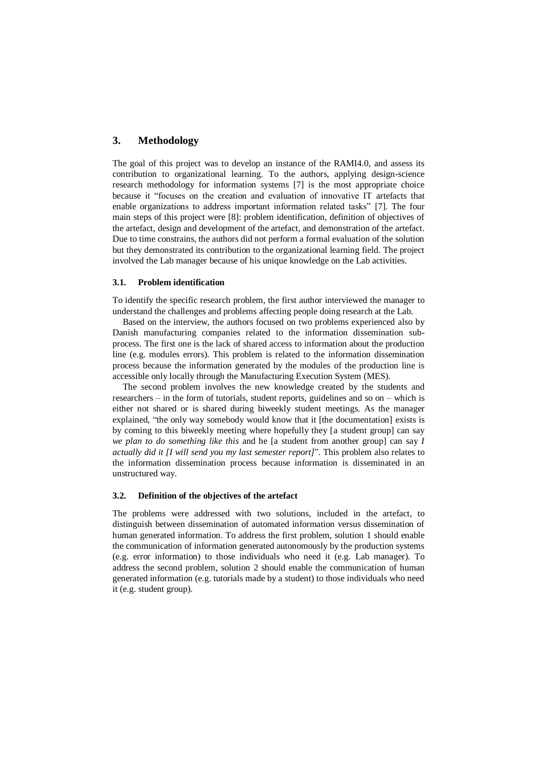## 3. Methodology

The goal of this project was to develop an instance of the RAMI4.0, and assess its contribution to organizational learning. To the authors, applying design-science research methodology for information systems [7] is the most appropriate choice because it "focuses on the creation and evaluation of innovative IT artefacts that enable organizations to address important information related tasks" [7]. The four main steps of this project were [8]: problem identification, definition of objectives of the artefact, design and development of the artefact, and demonstration of the artefact. Due to time constrains, the authors did not perform a formal evaluation of the solution but they demonstrated its contribution to the organizational learning field. The project involved the Lab manager because of his unique knowledge on the Lab activities.

### 3.1. Problem identification

To identify the specific research problem, the first author interviewed the manager to understand the challenges and problems affecting people doing research at the Lab.

Based on the interview, the authors focused on two problems experienced also by Danish manufacturing companies related to the information dissemination sub-process. The first one is the lack of shared access to information about the production line (e.g. modules errors). This problem is related to the information dissemination process because the information generated by the modules of the production line is accessible only locally through the Manufacturing Execution System (MES).

The second problem involves the new knowledge created by the students and researchers – in the form of tutorials, student reports, guidelines and so on – which is either not shared or is shared during biweekly student meetings. As the manager explained, "the only way somebody would know that it [the documentation] exists is by coming to this biweekly meeting where hopefully they [a student group] can say *we plan to do something like this* and he [a student from another group] can say *I actually did it [I will send you my last semester report]*". This problem also relates to the information dissemination process because information is disseminated in an unstructured way.

### 3.2. Definition of the objectives of the artefact

The problems were addressed with two solutions, included in the artefact, to distinguish between dissemination of automated information versus dissemination of human generated information. To address the first problem, solution 1 should enable the communication of information generated autonomously by the production systems (e.g. error information) to those individuals who need it (e.g. Lab manager). To address the second problem, solution 2 should enable the communication of human generated information (e.g. tutorials made by a student) to those individuals who need it (e.g. student group).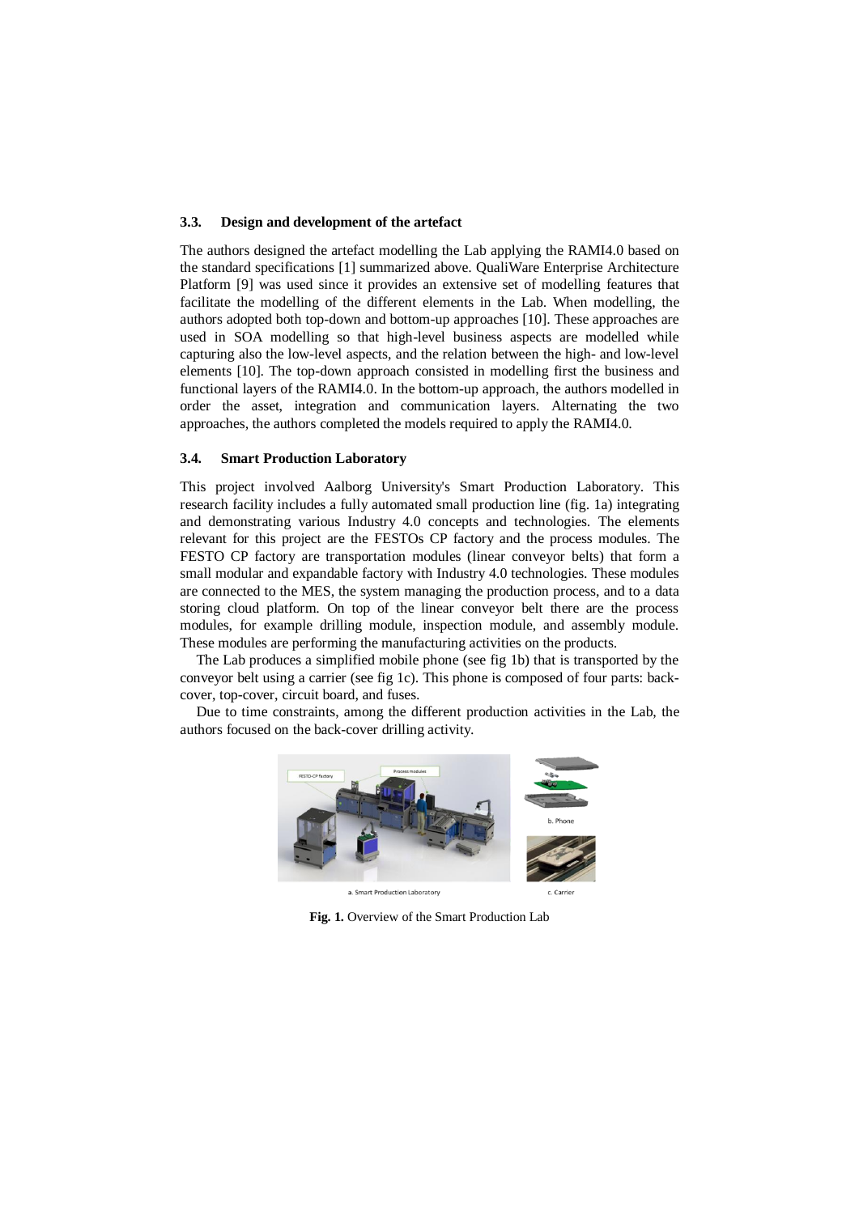### 3.3. Design and development of the artefact

The authors designed the artefact modelling the Lab applying the RAMI4.0 based on the standard specifications [1] summarized above. QualiWare Enterprise Architecture Platform [9] was used since it provides an extensive set of modelling features that facilitate the modelling of the different elements in the Lab. When modelling, the authors adopted both top-down and bottom-up approaches [10]. These approaches are used in SOA modelling so that high-level business aspects are modelled while capturing also the low-level aspects, and the relation between the high- and low-level elements [10]. The top-down approach consisted in modelling first the business and functional layers of the RAMI4.0. In the bottom-up approach, the authors modelled in order the asset, integration and communication layers. Alternating the two approaches, the authors completed the models required to apply the RAMI4.0.

### 3.4. Smart Production Laboratory

This project involved Aalborg University's Smart Production Laboratory. This research facility includes a fully automated small production line (fig. 1a) integrating and demonstrating various Industry 4.0 concepts and technologies. The elements relevant for this project are the FESTOs CP factory and the process modules. The FESTO CP factory are transportation modules (linear conveyor belts) that form a small modular and expandable factory with Industry 4.0 technologies. These modules are connected to the MES, the system managing the production process, and to a data storing cloud platform. On top of the linear conveyor belt there are the process modules, for example drilling module, inspection module, and assembly module. These modules are performing the manufacturing activities on the products.

The Lab produces a simplified mobile phone (see fig 1b) that is transported by the conveyor belt using a carrier (see fig 1c). This phone is composed of four parts: back-cover, top-cover, circuit board, and fuses.

Due to time constraints, among the different production activities in the Lab, the authors focused on the back-cover drilling activity.

a. Smart Production Laboratory b. Phone c. Carrier

**Fig. 1.** Overview of the Smart Production Lab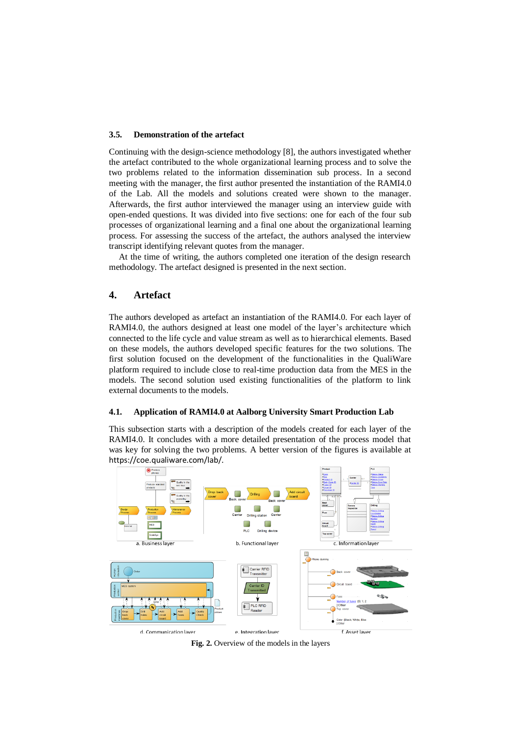### 3.5. Demonstration of the artefact

Continuing with the design-science methodology [8], the authors investigated whether the artefact contributed to the whole organizational learning process and to solve the two problems related to the information dissemination sub process. In a second meeting with the manager, the first author presented the instantiation of the RAMI4.0 of the Lab. All the models and solutions created were shown to the manager. Afterwards, the first author interviewed the manager using an interview guide with open-ended questions. It was divided into five sections: one for each of the four sub processes of organizational learning and a final one about the organizational learning process. For assessing the success of the artefact, the authors analysed the interview transcript identifying relevant quotes from the manager.

At the time of writing, the authors completed one iteration of the design research methodology. The artefact designed is presented in the next section.

## 4. Artefact

The authors developed as artefact an instantiation of the RAMI4.0. For each layer of RAMI4.0, the authors designed at least one model of the layer's architecture which connected to the life cycle and value stream as well as to hierarchical elements. Based on these models, the authors developed specific features for the two solutions. The first solution focused on the development of the functionalities in the QualiWare platform required to include close to real-time production data from the MES in the models. The second solution used existing functionalities of the platform to link external documents to the models.

### 4.1. Application of RAMI4.0 at Aalborg University Smart Production Lab

This subsection starts with a description of the models created for each layer of the RAMI4.0. It concludes with a more detailed presentation of the process model that was key for solving the two problems. A better version of the figures is available at https://coe.qualiware.com/lab/.

a. Business layer b. Functional layer c. Information layer

d. Communication layer e. Integration layer f. Asset layer

**Fig. 2.** Overview of the models in the layers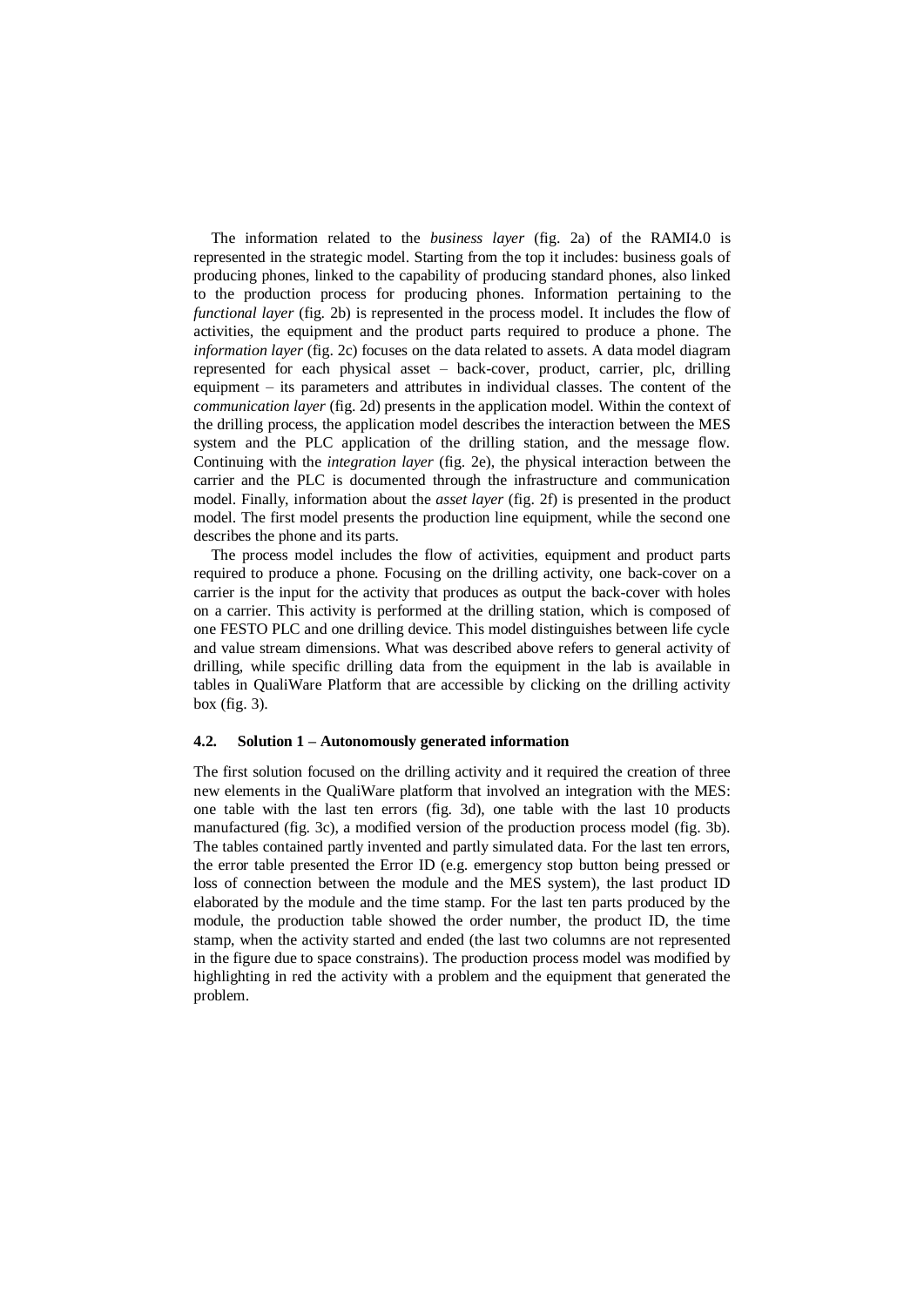The information related to the *business layer* (fig. 2a) of the RAMI4.0 is represented in the strategic model. Starting from the top it includes: business goals of producing phones, linked to the capability of producing standard phones, also linked to the production process for producing phones. Information pertaining to the *functional layer* (fig. 2b) is represented in the process model. It includes the flow of activities, the equipment and the product parts required to produce a phone. The *information layer* (fig. 2c) focuses on the data related to assets. A data model diagram represented for each physical asset – back-cover, product, carrier, plc, drilling equipment – its parameters and attributes in individual classes. The content of the *communication layer* (fig. 2d) presents in the application model. Within the context of the drilling process, the application model describes the interaction between the MES system and the PLC application of the drilling station, and the message flow. Continuing with the *integration layer* (fig. 2e), the physical interaction between the carrier and the PLC is documented through the infrastructure and communication model. Finally, information about the *asset layer* (fig. 2f) is presented in the product model. The first model presents the production line equipment, while the second one describes the phone and its parts.

The process model includes the flow of activities, equipment and product parts required to produce a phone. Focusing on the drilling activity, one back-cover on a carrier is the input for the activity that produces as output the back-cover with holes on a carrier. This activity is performed at the drilling station, which is composed of one FESTO PLC and one drilling device. This model distinguishes between life cycle and value stream dimensions. What was described above refers to general activity of drilling, while specific drilling data from the equipment in the lab is available in tables in QualiWare Platform that are accessible by clicking on the drilling activity box (fig. 3).

### 4.2. Solution 1 – Autonomously generated information

The first solution focused on the drilling activity and it required the creation of three new elements in the QualiWare platform that involved an integration with the MES: one table with the last ten errors (fig. 3d), one table with the last 10 products manufactured (fig. 3c), a modified version of the production process model (fig. 3b). The tables contained partly invented and partly simulated data. For the last ten errors, the error table presented the Error ID (e.g. emergency stop button being pressed or loss of connection between the module and the MES system), the last product ID elaborated by the module and the time stamp. For the last ten parts produced by the module, the production table showed the order number, the product ID, the time stamp, when the activity started and ended (the last two columns are not represented in the figure due to space constrains). The production process model was modified by highlighting in red the activity with a problem and the equipment that generated the problem.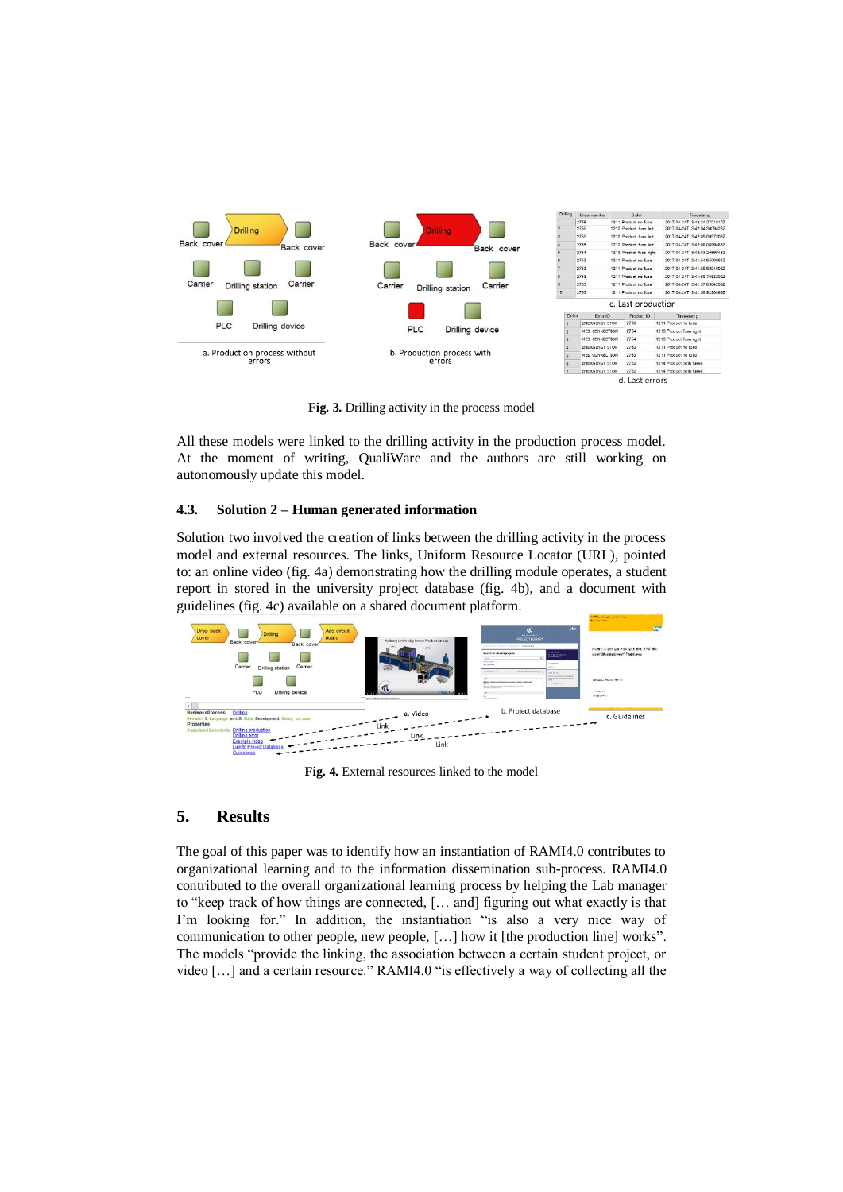**Fig. 3.** Drilling activity in the process model

All these models were linked to the drilling activity in the production process model. At the moment of writing, QualiWare and the authors are still working on autonomously update this model.

### 4.3. Solution 2 – Human generated information

Solution two involved the creation of links between the drilling activity in the process model and external resources. The links, Uniform Resource Locator (URL), pointed to: an online video (fig. 4a) demonstrating how the drilling module operates, a student report in stored in the university project database (fig. 4b), and a document with guidelines (fig. 4c) available on a shared document platform.

**Fig. 4.** External resources linked to the model

## 5. Results

The goal of this paper was to identify how an instantiation of RAMI4.0 contributes to organizational learning and to the information dissemination sub-process. RAMI4.0 contributed to the overall organizational learning process by helping the Lab manager to "keep track of how things are connected, [… and] figuring out what exactly is that I'm looking for." In addition, the instantiation "is also a very nice way of communication to other people, new people, […] how it [the production line] works". The models "provide the linking, the association between a certain student project, or video […] and a certain resource." RAMI4.0 "is effectively a way of collecting all the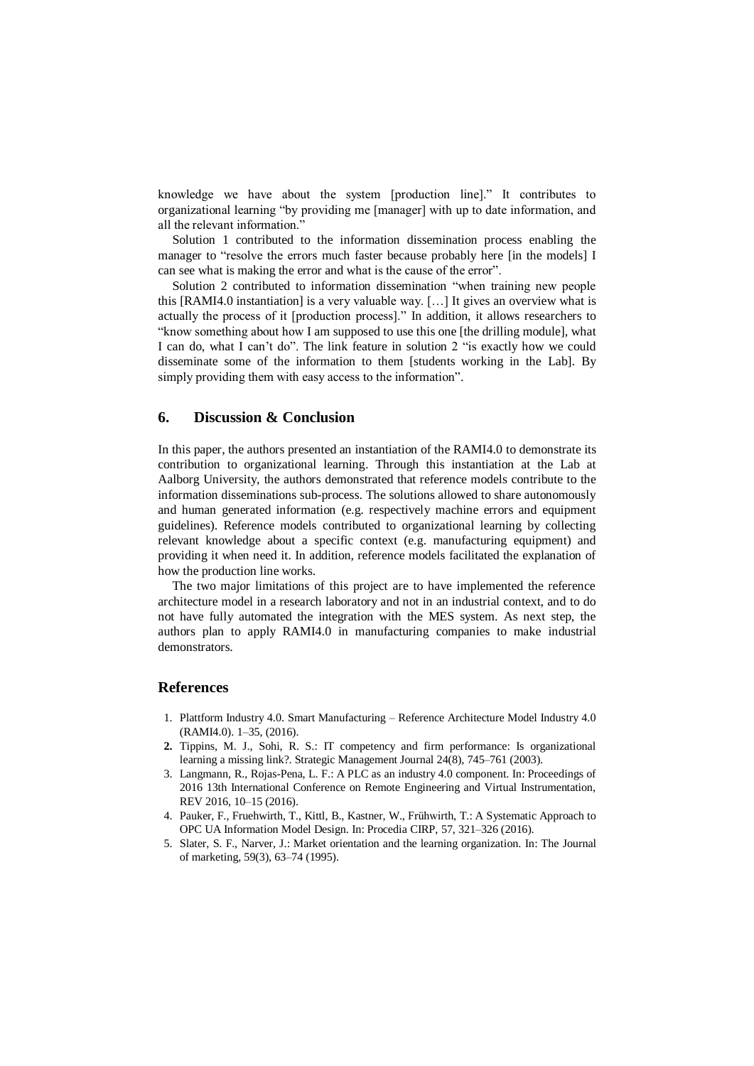knowledge we have about the system [production line]." It contributes to organizational learning "by providing me [manager] with up to date information, and all the relevant information."

Solution 1 contributed to the information dissemination process enabling the manager to "resolve the errors much faster because probably here [in the models] I can see what is making the error and what is the cause of the error".

Solution 2 contributed to information dissemination "when training new people this [RAMI4.0 instantiation] is a very valuable way. […] It gives an overview what is actually the process of it [production process]." In addition, it allows researchers to "know something about how I am supposed to use this one [the drilling module], what I can do, what I can't do". The link feature in solution 2 "is exactly how we could disseminate some of the information to them [students working in the Lab]. By simply providing them with easy access to the information".

## 6. Discussion & Conclusion

In this paper, the authors presented an instantiation of the RAMI4.0 to demonstrate its contribution to organizational learning. Through this instantiation at the Lab at Aalborg University, the authors demonstrated that reference models contribute to the information disseminations sub-process. The solutions allowed to share autonomously and human generated information (e.g. respectively machine errors and equipment guidelines). Reference models contributed to organizational learning by collecting relevant knowledge about a specific context (e.g. manufacturing equipment) and providing it when need it. In addition, reference models facilitated the explanation of how the production line works.

The two major limitations of this project are to have implemented the reference architecture model in a research laboratory and not in an industrial context, and to do not have fully automated the integration with the MES system. As next step, the authors plan to apply RAMI4.0 in manufacturing companies to make industrial demonstrators.

## References

1. Plattform Industry 4.0. Smart Manufacturing – Reference Architecture Model Industry 4.0 (RAMI4.0). 1–35, (2016).
2. Tippins, M. J., Sohi, R. S.: IT competency and firm performance: Is organizational learning a missing link?. Strategic Management Journal 24(8), 745–761 (2003).
3. Langmann, R., Rojas-Pena, L. F.: A PLC as an industry 4.0 component. In: Proceedings of 2016 13th International Conference on Remote Engineering and Virtual Instrumentation, REV 2016, 10–15 (2016).
4. Pauker, F., Fruehwirth, T., Kittl, B., Kastner, W., Frühwirth, T.: A Systematic Approach to OPC UA Information Model Design. In: Procedia CIRP, 57, 321–326 (2016).
5. Slater, S. F., Narver, J.: Market orientation and the learning organization. In: The Journal of marketing, 59(3), 63–74 (1995).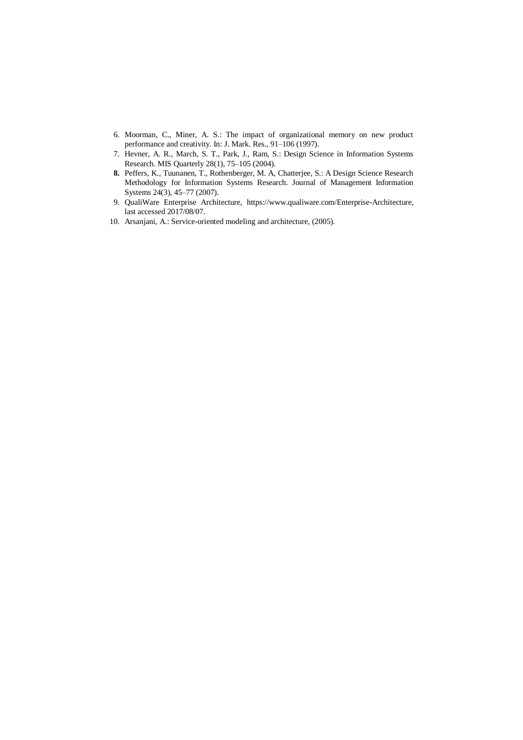6. Moorman, C., Miner, A. S.: The impact of organizational memory on new product performance and creativity. In: J. Mark. Res., 91–106 (1997).
7. Hevner, A. R., March, S. T., Park, J., Ram, S.: Design Science in Information Systems Research. MIS Quarterly 28(1), 75–105 (2004).
8. Peffers, K., Tuunanen, T., Rothenberger, M. A, Chatterjee, S.: A Design Science Research Methodology for Information Systems Research. Journal of Management Information Systems 24(3), 45–77 (2007).
9. QualiWare Enterprise Architecture, https://www.qualiware.com/Enterprise-Architecture, last accessed 2017/08/07.
10. Arsanjani, A.: Service-oriented modeling and architecture, (2005).